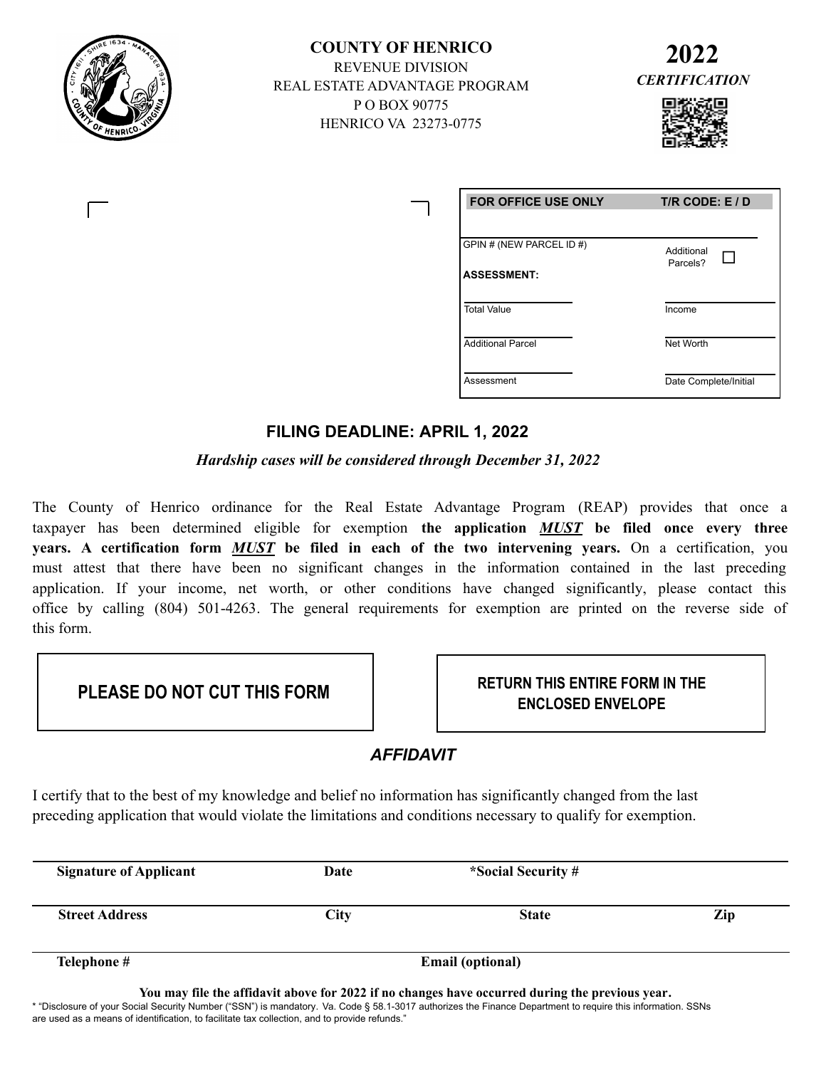# COUNTY OF HENRICO

REVENUE DIVISION
REAL ESTATE ADVANTAGE PROGRAM
P O BOX 90775
HENRICO VA 23273-0775

**2022**
***CERTIFICATION***

| FOR OFFICE USE ONLY | T/R CODE: E / D |
|---|---|
| GPIN # (NEW PARCEL ID #) | Additional Parcels? ☐ |
| **ASSESSMENT:** | |
| Total Value | Income |
| Additional Parcel | Net Worth |
| Assessment | Date Complete/Initial |

## FILING DEADLINE: APRIL 1, 2022

***Hardship cases will be considered through December 31, 2022***

The County of Henrico ordinance for the Real Estate Advantage Program (REAP) provides that once a taxpayer has been determined eligible for exemption **the application *MUST* be filed once every three years. A certification form *MUST* be filed in each of the two intervening years.** On a certification, you must attest that there have been no significant changes in the information contained in the last preceding application. If your income, net worth, or other conditions have changed significantly, please contact this office by calling (804) 501-4263. The general requirements for exemption are printed on the reverse side of this form.

**PLEASE DO NOT CUT THIS FORM**

**RETURN THIS ENTIRE FORM IN THE ENCLOSED ENVELOPE**

## *AFFIDAVIT*

I certify that to the best of my knowledge and belief no information has significantly changed from the last preceding application that would violate the limitations and conditions necessary to qualify for exemption.

| **Signature of Applicant** | **Date** | ***Social Security #** | |
|---|---|---|---|
| **Street Address** | **City** | **State** | **Zip** |
| **Telephone #** | | **Email (optional)** | |

**You may file the affidavit above for 2022 if no changes have occurred during the previous year.**

* "Disclosure of your Social Security Number ("SSN") is mandatory. Va. Code § 58.1-3017 authorizes the Finance Department to require this information. SSNs are used as a means of identification, to facilitate tax collection, and to provide refunds."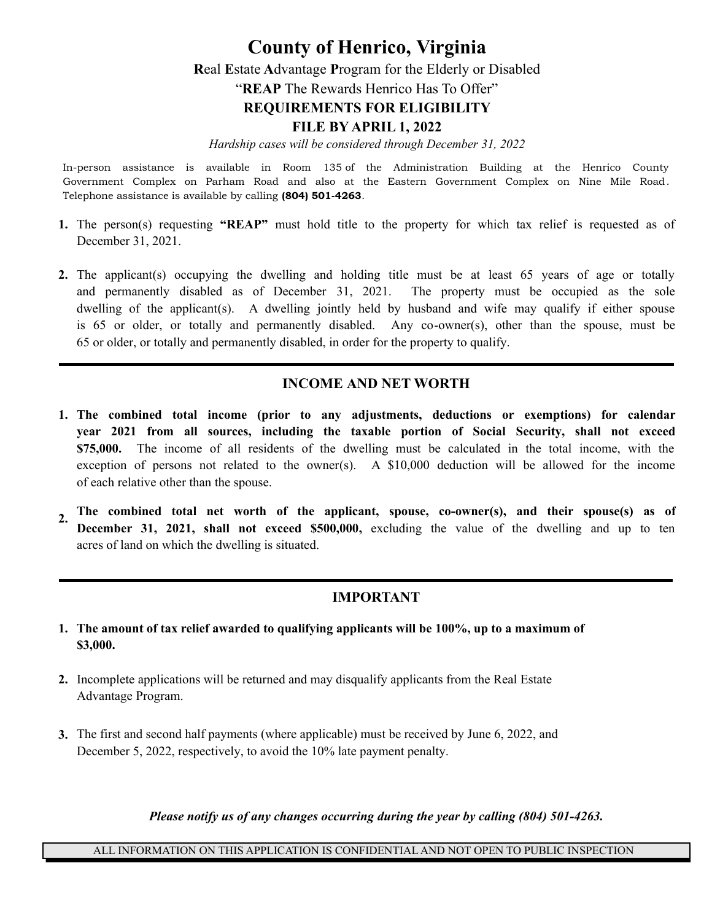# County of Henrico, Virginia

**R**eal **E**state **A**dvantage **P**rogram for the Elderly or Disabled

"**REAP** The Rewards Henrico Has To Offer"

## REQUIREMENTS FOR ELIGIBILITY

## FILE BY APRIL 1, 2022

*Hardship cases will be considered through December 31, 2022*

In-person assistance is available in Room 135 of the Administration Building at the Henrico County Government Complex on Parham Road and also at the Eastern Government Complex on Nine Mile Road. Telephone assistance is available by calling **(804) 501-4263**.

1. The person(s) requesting **"REAP"** must hold title to the property for which tax relief is requested as of December 31, 2021.
2. The applicant(s) occupying the dwelling and holding title must be at least 65 years of age or totally and permanently disabled as of December 31, 2021. The property must be occupied as the sole dwelling of the applicant(s). A dwelling jointly held by husband and wife may qualify if either spouse is 65 or older, or totally and permanently disabled. Any co-owner(s), other than the spouse, must be 65 or older, or totally and permanently disabled, in order for the property to qualify.

---

## INCOME AND NET WORTH

1. **The combined total income (prior to any adjustments, deductions or exemptions) for calendar year 2021 from all sources, including the taxable portion of Social Security, shall not exceed $75,000.** The income of all residents of the dwelling must be calculated in the total income, with the exception of persons not related to the owner(s). A $10,000 deduction will be allowed for the income of each relative other than the spouse.
2. **The combined total net worth of the applicant, spouse, co-owner(s), and their spouse(s) as of December 31, 2021, shall not exceed $500,000,** excluding the value of the dwelling and up to ten acres of land on which the dwelling is situated.

---

## IMPORTANT

1. **The amount of tax relief awarded to qualifying applicants will be 100%, up to a maximum of $3,000.**
2. Incomplete applications will be returned and may disqualify applicants from the Real Estate Advantage Program.
3. The first and second half payments (where applicable) must be received by June 6, 2022, and December 5, 2022, respectively, to avoid the 10% late payment penalty.

***Please notify us of any changes occurring during the year by calling (804) 501-4263.***

ALL INFORMATION ON THIS APPLICATION IS CONFIDENTIAL AND NOT OPEN TO PUBLIC INSPECTION